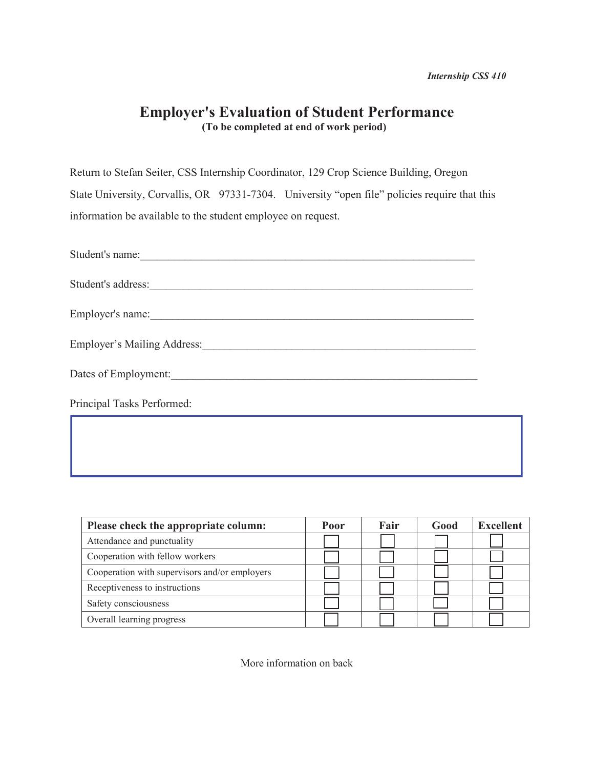*Internship CSS 410*

# Employer's Evaluation of Student Performance

**(To be completed at end of work period)**

Return to Stefan Seiter, CSS Internship Coordinator, 129 Crop Science Building, Oregon State University, Corvallis, OR 97331-7304. University "open file" policies require that this information be available to the student employee on request.

Student's name:\_\_\_\_\_\_\_\_\_\_\_\_\_\_\_\_\_\_\_\_\_\_\_\_\_\_\_\_\_\_\_\_\_\_\_\_\_\_\_\_\_\_\_\_\_\_\_\_\_\_\_\_\_\_\_\_\_\_

Student's address:\_\_\_\_\_\_\_\_\_\_\_\_\_\_\_\_\_\_\_\_\_\_\_\_\_\_\_\_\_\_\_\_\_\_\_\_\_\_\_\_\_\_\_\_\_\_\_\_\_\_\_\_\_\_\_\_

Employer's name:\_\_\_\_\_\_\_\_\_\_\_\_\_\_\_\_\_\_\_\_\_\_\_\_\_\_\_\_\_\_\_\_\_\_\_\_\_\_\_\_\_\_\_\_\_\_\_\_\_\_\_\_\_\_\_\_\_

Employer's Mailing Address:\_\_\_\_\_\_\_\_\_\_\_\_\_\_\_\_\_\_\_\_\_\_\_\_\_\_\_\_\_\_\_\_\_\_\_\_\_\_\_\_\_\_\_\_\_\_\_\_

Dates of Employment:\_\_\_\_\_\_\_\_\_\_\_\_\_\_\_\_\_\_\_\_\_\_\_\_\_\_\_\_\_\_\_\_\_\_\_\_\_\_\_\_\_\_\_\_\_\_\_\_\_\_\_\_\_

Principal Tasks Performed:

| Please check the appropriate column: | Poor | Fair | Good | Excellent |
|---|---|---|---|---|
| Attendance and punctuality | ☐ | ☐ | ☐ | ☐ |
| Cooperation with fellow workers | ☐ | ☐ | ☐ | ☐ |
| Cooperation with supervisors and/or employers | ☐ | ☐ | ☐ | ☐ |
| Receptiveness to instructions | ☐ | ☐ | ☐ | ☐ |
| Safety consciousness | ☐ | ☐ | ☐ | ☐ |
| Overall learning progress | ☐ | ☐ | ☐ | ☐ |

More information on back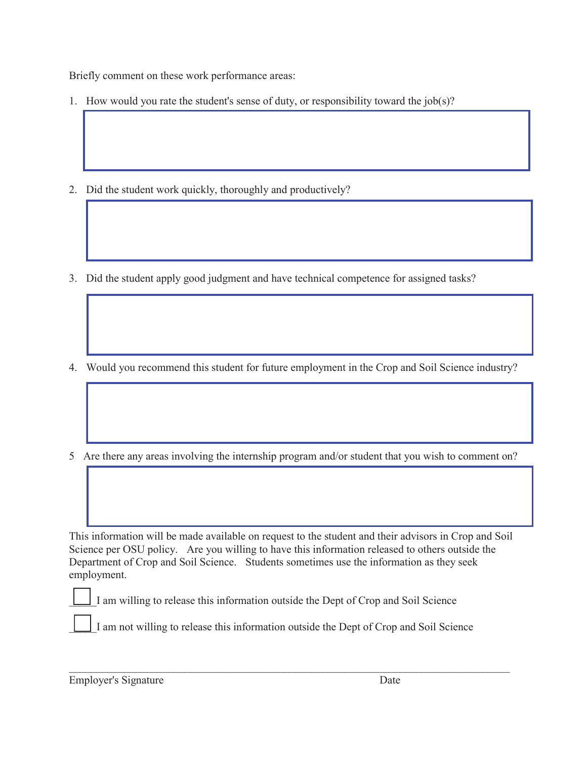Briefly comment on these work performance areas:

1. How would you rate the student's sense of duty, or responsibility toward the job(s)?

2. Did the student work quickly, thoroughly and productively?

3. Did the student apply good judgment and have technical competence for assigned tasks?

4. Would you recommend this student for future employment in the Crop and Soil Science industry?

5 Are there any areas involving the internship program and/or student that you wish to comment on?

This information will be made available on request to the student and their advisors in Crop and Soil Science per OSU policy. Are you willing to have this information released to others outside the Department of Crop and Soil Science. Students sometimes use the information as they seek employment.

☐ I am willing to release this information outside the Dept of Crop and Soil Science

☐ I am not willing to release this information outside the Dept of Crop and Soil Science

_______________________________________________________________________________

Employer's Signature Date